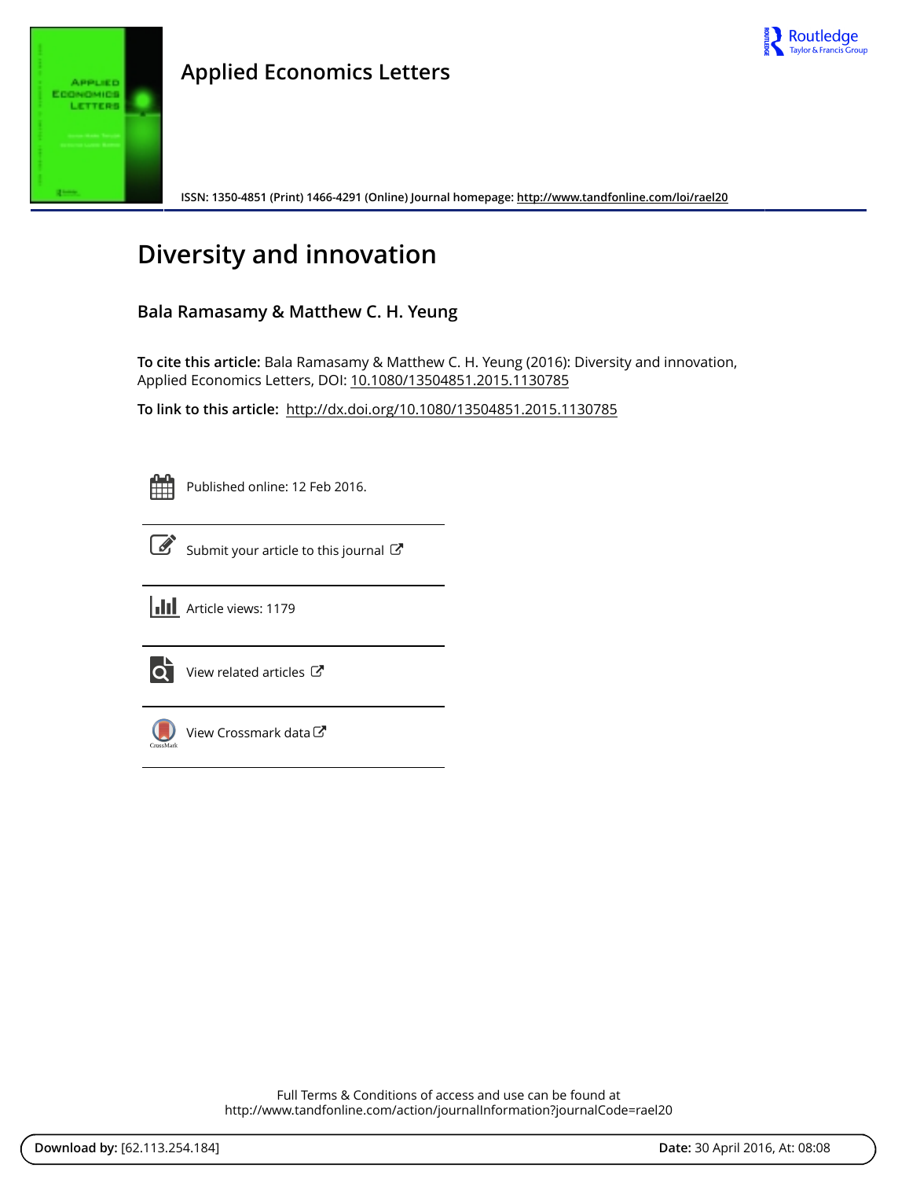Applied Economics Letters

ISSN: 1350-4851 (Print) 1466-4291 (Online) Journal homepage: http://www.tandfonline.com/loi/rael20

# Diversity and innovation

**Bala Ramasamy & Matthew C. H. Yeung**

**To cite this article:** Bala Ramasamy & Matthew C. H. Yeung (2016): Diversity and innovation, Applied Economics Letters, DOI: 10.1080/13504851.2015.1130785

**To link to this article:** http://dx.doi.org/10.1080/13504851.2015.1130785

Published online: 12 Feb 2016.

Submit your article to this journal

Article views: 1179

View related articles

View Crossmark data

Full Terms & Conditions of access and use can be found at
http://www.tandfonline.com/action/journalInformation?journalCode=rael20

**Download by:** [62.113.254.184] **Date:** 30 April 2016, At: 08:08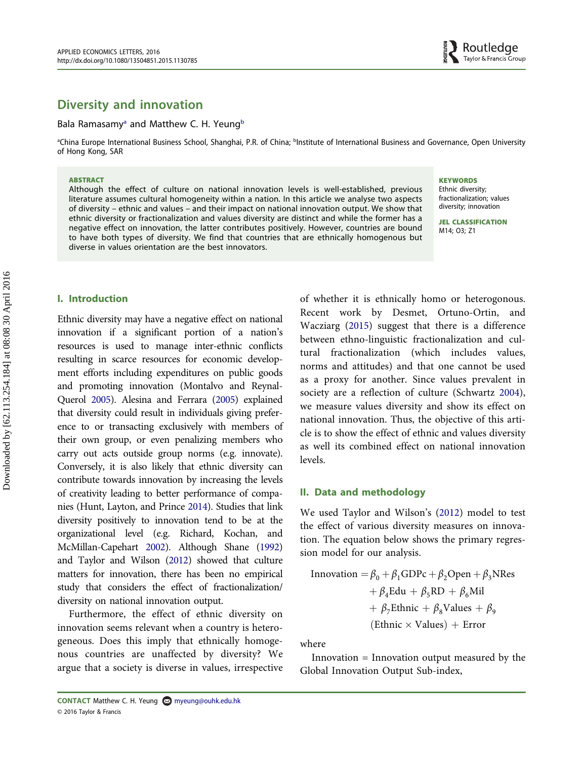# Diversity and innovation

Bala Ramasamy[a] and Matthew C. H. Yeung[b]

[a]China Europe International Business School, Shanghai, P.R. of China; [b]Institute of International Business and Governance, Open University of Hong Kong, SAR

**ABSTRACT**

Although the effect of culture on national innovation levels is well-established, previous literature assumes cultural homogeneity within a nation. In this article we analyse two aspects of diversity – ethnic and values – and their impact on national innovation output. We show that ethnic diversity or fractionalization and values diversity are distinct and while the former has a negative effect on innovation, the latter contributes positively. However, countries are bound to have both types of diversity. We find that countries that are ethnically homogenous but diverse in values orientation are the best innovators.

**KEYWORDS**

Ethnic diversity; fractionalization; values diversity; innovation

**JEL CLASSIFICATION**

M14; O3; Z1

## I. Introduction

Ethnic diversity may have a negative effect on national innovation if a significant portion of a nation's resources is used to manage inter-ethnic conflicts resulting in scarce resources for economic development efforts including expenditures on public goods and promoting innovation (Montalvo and Reynal-Querol 2005). Alesina and Ferrara (2005) explained that diversity could result in individuals giving preference to or transacting exclusively with members of their own group, or even penalizing members who carry out acts outside group norms (e.g. innovate). Conversely, it is also likely that ethnic diversity can contribute towards innovation by increasing the levels of creativity leading to better performance of companies (Hunt, Layton, and Prince 2014). Studies that link diversity positively to innovation tend to be at the organizational level (e.g. Richard, Kochan, and McMillan-Capehart 2002). Although Shane (1992) and Taylor and Wilson (2012) showed that culture matters for innovation, there has been no empirical study that considers the effect of fractionalization/diversity on national innovation output.

Furthermore, the effect of ethnic diversity on innovation seems relevant when a country is heterogeneous. Does this imply that ethnically homogeneous countries are unaffected by diversity? We argue that a society is diverse in values, irrespective of whether it is ethnically homo or heterogonous. Recent work by Desmet, Ortuno-Ortin, and Wacziarg (2015) suggest that there is a difference between ethno-linguistic fractionalization and cultural fractionalization (which includes values, norms and attitudes) and that one cannot be used as a proxy for another. Since values prevalent in society are a reflection of culture (Schwartz 2004), we measure values diversity and show its effect on national innovation. Thus, the objective of this article is to show the effect of ethnic and values diversity as well its combined effect on national innovation levels.

## II. Data and methodology

We used Taylor and Wilson's (2012) model to test the effect of various diversity measures on innovation. The equation below shows the primary regression model for our analysis.

$$\begin{aligned}\text{Innovation} = {} & \beta_0 + \beta_1\text{GDPc} + \beta_2\text{Open} + \beta_3\text{NRes} \\ & + \beta_4\text{Edu} + \beta_5\text{RD} + \beta_6\text{Mil} \\ & + \beta_7\text{Ethnic} + \beta_8\text{Values} + \beta_9 \\ & (\text{Ethnic} \times \text{Values}) + \text{Error}\end{aligned}$$

where

Innovation = Innovation output measured by the Global Innovation Output Sub-index,

**CONTACT** Matthew C. H. Yeung myeung@ouhk.edu.hk

© 2016 Taylor & Francis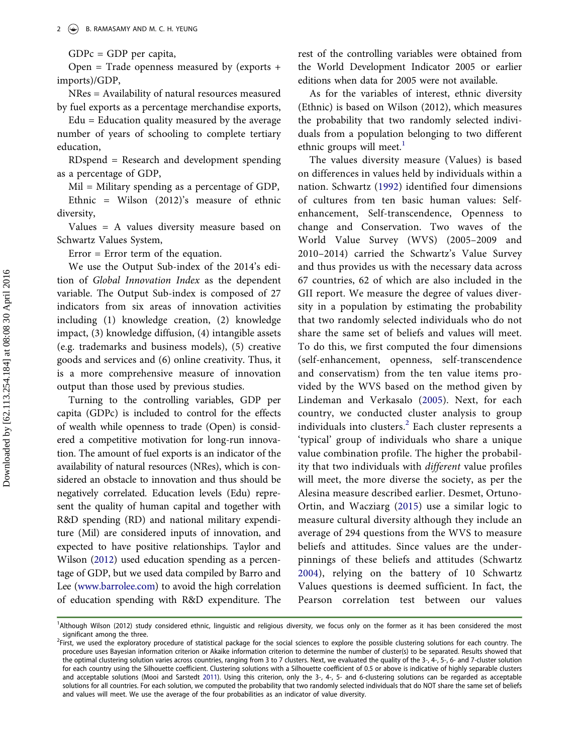GDPc = GDP per capita,

Open = Trade openness measured by (exports + imports)/GDP,

NRes = Availability of natural resources measured by fuel exports as a percentage merchandise exports,

Edu = Education quality measured by the average number of years of schooling to complete tertiary education,

RDspend = Research and development spending as a percentage of GDP,

Mil = Military spending as a percentage of GDP,

Ethnic = Wilson (2012)'s measure of ethnic diversity,

Values = A values diversity measure based on Schwartz Values System,

Error = Error term of the equation.

We use the Output Sub-index of the 2014's edition of *Global Innovation Index* as the dependent variable. The Output Sub-index is composed of 27 indicators from six areas of innovation activities including (1) knowledge creation, (2) knowledge impact, (3) knowledge diffusion, (4) intangible assets (e.g. trademarks and business models), (5) creative goods and services and (6) online creativity. Thus, it is a more comprehensive measure of innovation output than those used by previous studies.

Turning to the controlling variables, GDP per capita (GDPc) is included to control for the effects of wealth while openness to trade (Open) is considered a competitive motivation for long-run innovation. The amount of fuel exports is an indicator of the availability of natural resources (NRes), which is considered an obstacle to innovation and thus should be negatively correlated. Education levels (Edu) represent the quality of human capital and together with R&D spending (RD) and national military expenditure (Mil) are considered inputs of innovation, and expected to have positive relationships. Taylor and Wilson (2012) used education spending as a percentage of GDP, but we used data compiled by Barro and Lee (www.barrolee.com) to avoid the high correlation of education spending with R&D expenditure. The rest of the controlling variables were obtained from the World Development Indicator 2005 or earlier editions when data for 2005 were not available.

As for the variables of interest, ethnic diversity (Ethnic) is based on Wilson (2012), which measures the probability that two randomly selected individuals from a population belonging to two different ethnic groups will meet.[1]

The values diversity measure (Values) is based on differences in values held by individuals within a nation. Schwartz (1992) identified four dimensions of cultures from ten basic human values: Self-enhancement, Self-transcendence, Openness to change and Conservation. Two waves of the World Value Survey (WVS) (2005–2009 and 2010–2014) carried the Schwartz's Value Survey and thus provides us with the necessary data across 67 countries, 62 of which are also included in the GII report. We measure the degree of values diversity in a population by estimating the probability that two randomly selected individuals who do not share the same set of beliefs and values will meet. To do this, we first computed the four dimensions (self-enhancement, openness, self-transcendence and conservatism) from the ten value items provided by the WVS based on the method given by Lindeman and Verkasalo (2005). Next, for each country, we conducted cluster analysis to group individuals into clusters.[2] Each cluster represents a 'typical' group of individuals who share a unique value combination profile. The higher the probability that two individuals with *different* value profiles will meet, the more diverse the society, as per the Alesina measure described earlier. Desmet, Ortuno-Ortin, and Wacziarg (2015) use a similar logic to measure cultural diversity although they include an average of 294 questions from the WVS to measure beliefs and attitudes. Since values are the underpinnings of these beliefs and attitudes (Schwartz 2004), relying on the battery of 10 Schwartz Values questions is deemed sufficient. In fact, the Pearson correlation test between our values

[1] Although Wilson (2012) study considered ethnic, linguistic and religious diversity, we focus only on the former as it has been considered the most significant among the three.

[2] First, we used the exploratory procedure of statistical package for the social sciences to explore the possible clustering solutions for each country. The procedure uses Bayesian information criterion or Akaike information criterion to determine the number of cluster(s) to be separated. Results showed that the optimal clustering solution varies across countries, ranging from 3 to 7 clusters. Next, we evaluated the quality of the 3-, 4-, 5-, 6- and 7-cluster solution for each country using the Silhouette coefficient. Clustering solutions with a Silhouette coefficient of 0.5 or above is indicative of highly separable clusters and acceptable solutions (Mooi and Sarstedt 2011). Using this criterion, only the 3-, 4-, 5- and 6-clustering solutions can be regarded as acceptable solutions for all countries. For each solution, we computed the probability that two randomly selected individuals that do NOT share the same set of beliefs and values will meet. We use the average of the four probabilities as an indicator of value diversity.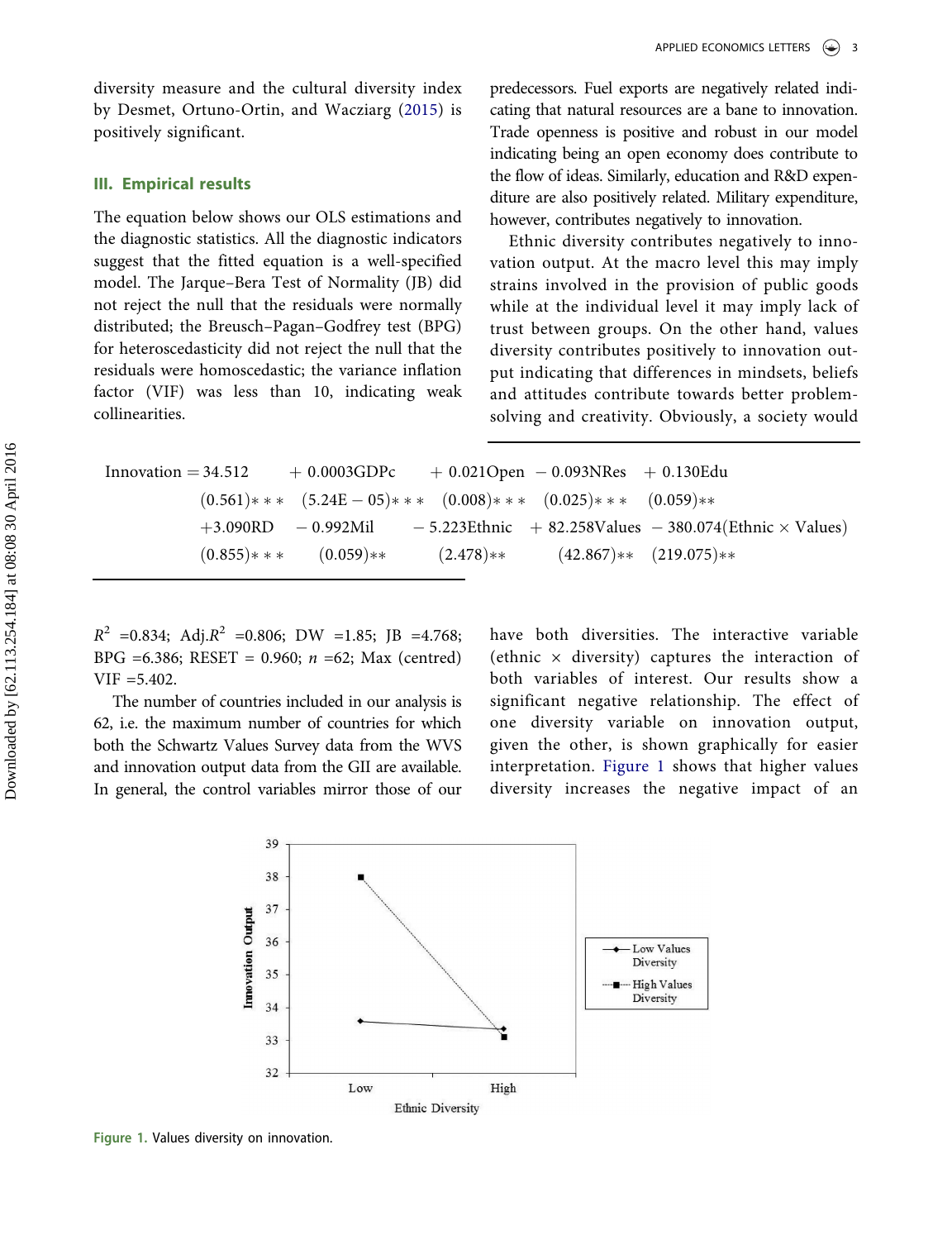diversity measure and the cultural diversity index by Desmet, Ortuno-Ortin, and Wacziarg (2015) is positively significant.

## III. Empirical results

The equation below shows our OLS estimations and the diagnostic statistics. All the diagnostic indicators suggest that the fitted equation is a well-specified model. The Jarque–Bera Test of Normality (JB) did not reject the null that the residuals were normally distributed; the Breusch–Pagan–Godfrey test (BPG) for heteroscedasticity did not reject the null that the residuals were homoscedastic; the variance inflation factor (VIF) was less than 10, indicating weak collinearities.

$$
\begin{aligned}
\text{Innovation} = \underset{(0.561)***}{34.512} &+ \underset{(5.24\text{E}-05)***}{0.0003\text{GDPc}} + \underset{(0.008)***}{0.021\text{Open}} - \underset{(0.025)***}{0.093\text{NRes}} + \underset{(0.059)**}{0.130\text{Edu}} \\
&+ \underset{(0.855)***}{3.090\text{RD}} - \underset{(0.059)**}{0.992\text{Mil}} - \underset{(2.478)**}{5.223\text{Ethnic}} + \underset{(42.867)**}{82.258\text{Values}} - \underset{(219.075)**}{380.074(\text{Ethnic} \times \text{Values})}
\end{aligned}
$$

$R^2$ =0.834; Adj.$R^2$ =0.806; DW =1.85; JB =4.768; BPG =6.386; RESET = 0.960; $n$ =62; Max (centred) VIF =5.402.

The number of countries included in our analysis is 62, i.e. the maximum number of countries for which both the Schwartz Values Survey data from the WVS and innovation output data from the GII are available. In general, the control variables mirror those of our predecessors. Fuel exports are negatively related indicating that natural resources are a bane to innovation. Trade openness is positive and robust in our model indicating being an open economy does contribute to the flow of ideas. Similarly, education and R&D expenditure are also positively related. Military expenditure, however, contributes negatively to innovation.

Ethnic diversity contributes negatively to innovation output. At the macro level this may imply strains involved in the provision of public goods while at the individual level it may imply lack of trust between groups. On the other hand, values diversity contributes positively to innovation output indicating that differences in mindsets, beliefs and attitudes contribute towards better problem-solving and creativity. Obviously, a society would have both diversities. The interactive variable (ethnic × diversity) captures the interaction of both variables of interest. Our results show a significant negative relationship. The effect of one diversity variable on innovation output, given the other, is shown graphically for easier interpretation. Figure 1 shows that higher values diversity increases the negative impact of an

Figure 1. Values diversity on innovation.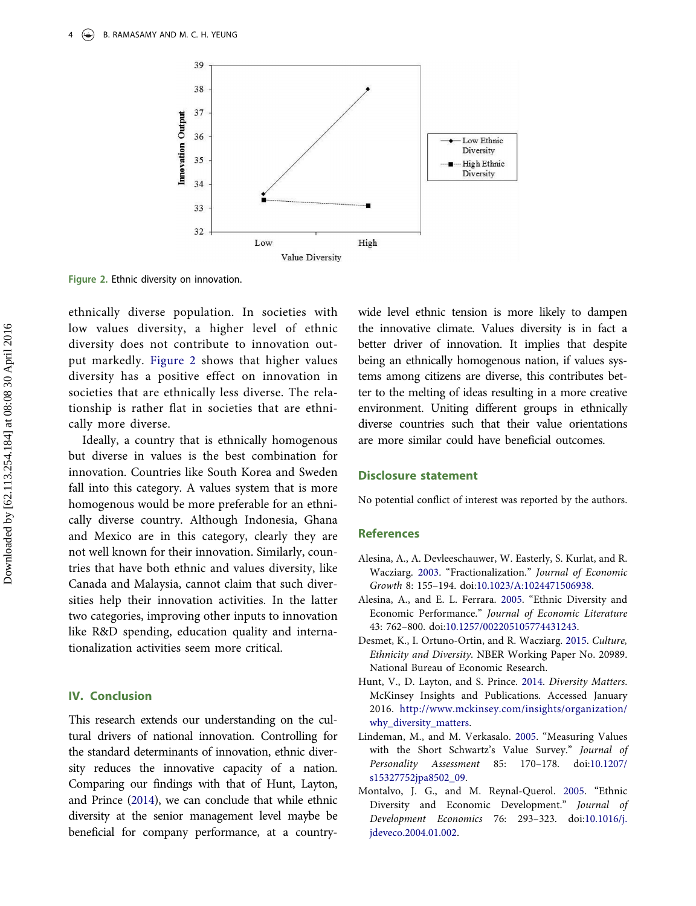Figure 2. Ethnic diversity on innovation.

ethnically diverse population. In societies with low values diversity, a higher level of ethnic diversity does not contribute to innovation output markedly. Figure 2 shows that higher values diversity has a positive effect on innovation in societies that are ethnically less diverse. The relationship is rather flat in societies that are ethnically more diverse.

Ideally, a country that is ethnically homogenous but diverse in values is the best combination for innovation. Countries like South Korea and Sweden fall into this category. A values system that is more homogenous would be more preferable for an ethnically diverse country. Although Indonesia, Ghana and Mexico are in this category, clearly they are not well known for their innovation. Similarly, countries that have both ethnic and values diversity, like Canada and Malaysia, cannot claim that such diversities help their innovation activities. In the latter two categories, improving other inputs to innovation like R&D spending, education quality and internationalization activities seem more critical.

## IV. Conclusion

This research extends our understanding on the cultural drivers of national innovation. Controlling for the standard determinants of innovation, ethnic diversity reduces the innovative capacity of a nation. Comparing our findings with that of Hunt, Layton, and Prince (2014), we can conclude that while ethnic diversity at the senior management level maybe be beneficial for company performance, at a country-wide level ethnic tension is more likely to dampen the innovative climate. Values diversity is in fact a better driver of innovation. It implies that despite being an ethnically homogenous nation, if values systems among citizens are diverse, this contributes better to the melting of ideas resulting in a more creative environment. Uniting different groups in ethnically diverse countries such that their value orientations are more similar could have beneficial outcomes.

## Disclosure statement

No potential conflict of interest was reported by the authors.

## References

Alesina, A., A. Devleeschauwer, W. Easterly, S. Kurlat, and R. Wacziarg. 2003. "Fractionalization." *Journal of Economic Growth* 8: 155–194. doi:10.1023/A:1024471506938.

Alesina, A., and E. L. Ferrara. 2005. "Ethnic Diversity and Economic Performance." *Journal of Economic Literature* 43: 762–800. doi:10.1257/002205105774431243.

Desmet, K., I. Ortuno-Ortin, and R. Wacziarg. 2015. *Culture, Ethnicity and Diversity*. NBER Working Paper No. 20989. National Bureau of Economic Research.

Hunt, V., D. Layton, and S. Prince. 2014. *Diversity Matters*. McKinsey Insights and Publications. Accessed January 2016. http://www.mckinsey.com/insights/organization/why_diversity_matters.

Lindeman, M., and M. Verkasalo. 2005. "Measuring Values with the Short Schwartz's Value Survey." *Journal of Personality Assessment* 85: 170–178. doi:10.1207/s15327752jpa8502_09.

Montalvo, J. G., and M. Reynal-Querol. 2005. "Ethnic Diversity and Economic Development." *Journal of Development Economics* 76: 293–323. doi:10.1016/j.jdeveco.2004.01.002.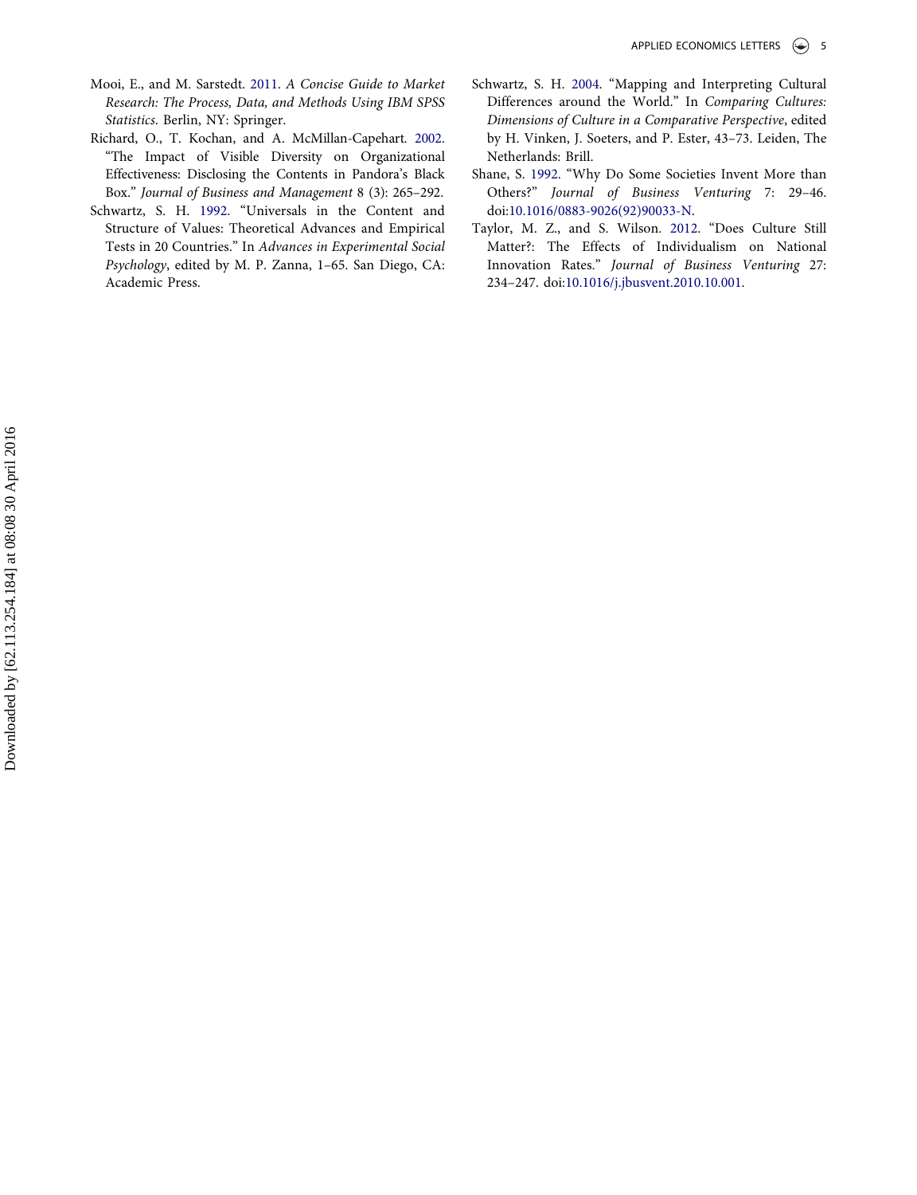Mooi, E., and M. Sarstedt. 2011. *A Concise Guide to Market Research: The Process, Data, and Methods Using IBM SPSS Statistics*. Berlin, NY: Springer.

Richard, O., T. Kochan, and A. McMillan-Capehart. 2002. "The Impact of Visible Diversity on Organizational Effectiveness: Disclosing the Contents in Pandora's Black Box." *Journal of Business and Management* 8 (3): 265–292.

Schwartz, S. H. 1992. "Universals in the Content and Structure of Values: Theoretical Advances and Empirical Tests in 20 Countries." In *Advances in Experimental Social Psychology*, edited by M. P. Zanna, 1–65. San Diego, CA: Academic Press.

Schwartz, S. H. 2004. "Mapping and Interpreting Cultural Differences around the World." In *Comparing Cultures: Dimensions of Culture in a Comparative Perspective*, edited by H. Vinken, J. Soeters, and P. Ester, 43–73. Leiden, The Netherlands: Brill.

Shane, S. 1992. "Why Do Some Societies Invent More than Others?" *Journal of Business Venturing* 7: 29–46. doi:10.1016/0883-9026(92)90033-N.

Taylor, M. Z., and S. Wilson. 2012. "Does Culture Still Matter?: The Effects of Individualism on National Innovation Rates." *Journal of Business Venturing* 27: 234–247. doi:10.1016/j.jbusvent.2010.10.001.